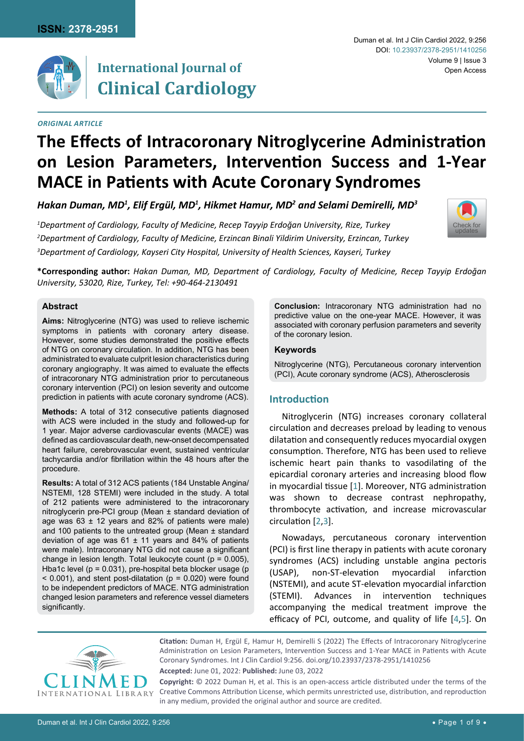ORIGINAL ARTICLE

# The Effects of Intracoronary Nitroglycerine Administration on Lesion Parameters, Intervention Success and 1-Year MACE in Patients with Acute Coronary Syndromes

***Hakan Duman, MD[1], Elif Ergül, MD[1], Hikmet Hamur, MD[2] and Selami Demirelli, MD[3]***

*[1]Department of Cardiology, Faculty of Medicine, Recep Tayyip Erdoğan University, Rize, Turkey*
*[2]Department of Cardiology, Faculty of Medicine, Erzincan Binali Yildirim University, Erzincan, Turkey*
*[3]Department of Cardiology, Kayseri City Hospital, University of Health Sciences, Kayseri, Turkey*

**\*Corresponding author:** *Hakan Duman, MD, Department of Cardiology, Faculty of Medicine, Recep Tayyip Erdoğan University, 53020, Rize, Turkey, Tel: +90-464-2130491*

## Abstract

**Aims:** Nitroglycerine (NTG) was used to relieve ischemic symptoms in patients with coronary artery disease. However, some studies demonstrated the positive effects of NTG on coronary circulation. In addition, NTG has been administrated to evaluate culprit lesion characteristics during coronary angiography. It was aimed to evaluate the effects of intracoronary NTG administration prior to percutaneous coronary intervention (PCI) on lesion severity and outcome prediction in patients with acute coronary syndrome (ACS).

**Methods:** A total of 312 consecutive patients diagnosed with ACS were included in the study and followed-up for 1 year. Major adverse cardiovascular events (MACE) was defined as cardiovascular death, new-onset decompensated heart failure, cerebrovascular event, sustained ventricular tachycardia and/or fibrillation within the 48 hours after the procedure.

**Results:** A total of 312 ACS patients (184 Unstable Angina/NSTEMI, 128 STEMI) were included in the study. A total of 212 patients were administered to the intracoronary nitroglycerin pre-PCI group (Mean ± standard deviation of age was 63 ± 12 years and 82% of patients were male) and 100 patients to the untreated group (Mean ± standard deviation of age was 61 ± 11 years and 84% of patients were male). Intracoronary NTG did not cause a significant change in lesion length. Total leukocyte count ($p = 0.005$), Hba1c level ($p = 0.031$), pre-hospital beta blocker usage ($p < 0.001$), and stent post-dilatation ($p = 0.020$) were found to be independent predictors of MACE. NTG administration changed lesion parameters and reference vessel diameters significantly.

**Conclusion:** Intracoronary NTG administration had no predictive value on the one-year MACE. However, it was associated with coronary perfusion parameters and severity of the coronary lesion.

### Keywords

Nitroglycerine (NTG), Percutaneous coronary intervention (PCI), Acute coronary syndrome (ACS), Atherosclerosis

## Introduction

Nitroglycerin (NTG) increases coronary collateral circulation and decreases preload by leading to venous dilatation and consequently reduces myocardial oxygen consumption. Therefore, NTG has been used to relieve ischemic heart pain thanks to vasodilating of the epicardial coronary arteries and increasing blood flow in myocardial tissue [1]. Moreover, NTG administration was shown to decrease contrast nephropathy, thrombocyte activation, and increase microvascular circulation [2,3].

Nowadays, percutaneous coronary intervention (PCI) is first line therapy in patients with acute coronary syndromes (ACS) including unstable angina pectoris (USAP), non-ST-elevation myocardial infarction (NSTEMI), and acute ST-elevation myocardial infarction (STEMI). Advances in intervention techniques accompanying the medical treatment improve the efficacy of PCI, outcome, and quality of life [4,5]. On

**Citation:** Duman H, Ergül E, Hamur H, Demirelli S (2022) The Effects of Intracoronary Nitroglycerine Administration on Lesion Parameters, Intervention Success and 1-Year MACE in Patients with Acute Coronary Syndromes. Int J Clin Cardiol 9:256. doi.org/10.23937/2378-2951/1410256

**Accepted:** June 01, 2022: **Published:** June 03, 2022

**Copyright:** © 2022 Duman H, et al. This is an open-access article distributed under the terms of the Creative Commons Attribution License, which permits unrestricted use, distribution, and reproduction in any medium, provided the original author and source are credited.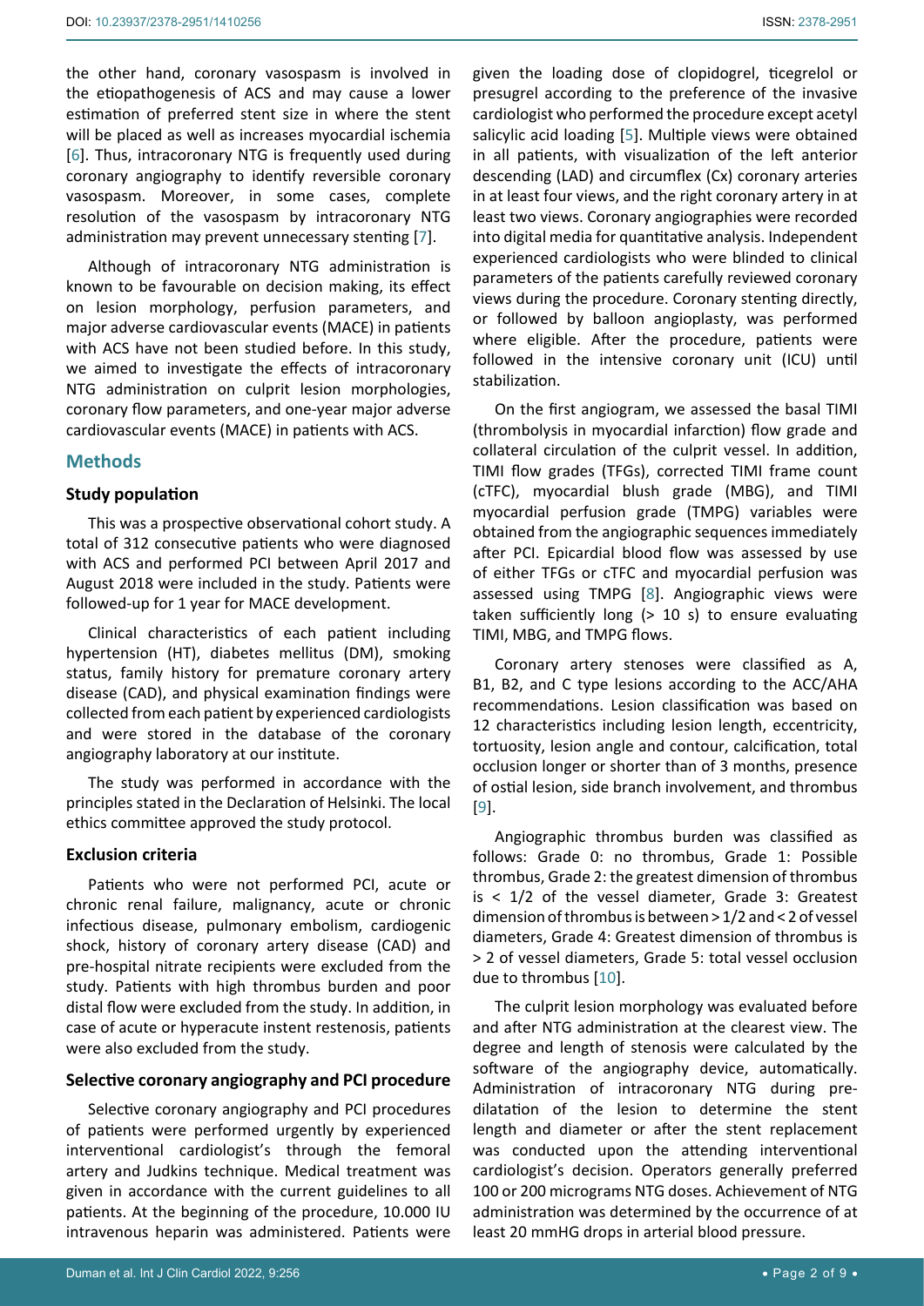the other hand, coronary vasospasm is involved in the etiopathogenesis of ACS and may cause a lower estimation of preferred stent size in where the stent will be placed as well as increases myocardial ischemia [6]. Thus, intracoronary NTG is frequently used during coronary angiography to identify reversible coronary vasospasm. Moreover, in some cases, complete resolution of the vasospasm by intracoronary NTG administration may prevent unnecessary stenting [7].

Although of intracoronary NTG administration is known to be favourable on decision making, its effect on lesion morphology, perfusion parameters, and major adverse cardiovascular events (MACE) in patients with ACS have not been studied before. In this study, we aimed to investigate the effects of intracoronary NTG administration on culprit lesion morphologies, coronary flow parameters, and one-year major adverse cardiovascular events (MACE) in patients with ACS.

## Methods

### Study population

This was a prospective observational cohort study. A total of 312 consecutive patients who were diagnosed with ACS and performed PCI between April 2017 and August 2018 were included in the study. Patients were followed-up for 1 year for MACE development.

Clinical characteristics of each patient including hypertension (HT), diabetes mellitus (DM), smoking status, family history for premature coronary artery disease (CAD), and physical examination findings were collected from each patient by experienced cardiologists and were stored in the database of the coronary angiography laboratory at our institute.

The study was performed in accordance with the principles stated in the Declaration of Helsinki. The local ethics committee approved the study protocol.

### Exclusion criteria

Patients who were not performed PCI, acute or chronic renal failure, malignancy, acute or chronic infectious disease, pulmonary embolism, cardiogenic shock, history of coronary artery disease (CAD) and pre-hospital nitrate recipients were excluded from the study. Patients with high thrombus burden and poor distal flow were excluded from the study. In addition, in case of acute or hyperacute instent restenosis, patients were also excluded from the study.

### Selective coronary angiography and PCI procedure

Selective coronary angiography and PCI procedures of patients were performed urgently by experienced interventional cardiologist's through the femoral artery and Judkins technique. Medical treatment was given in accordance with the current guidelines to all patients. At the beginning of the procedure, 10.000 IU intravenous heparin was administered. Patients were given the loading dose of clopidogrel, ticegrelol or presugrel according to the preference of the invasive cardiologist who performed the procedure except acetyl salicylic acid loading [5]. Multiple views were obtained in all patients, with visualization of the left anterior descending (LAD) and circumflex (Cx) coronary arteries in at least four views, and the right coronary artery in at least two views. Coronary angiographies were recorded into digital media for quantitative analysis. Independent experienced cardiologists who were blinded to clinical parameters of the patients carefully reviewed coronary views during the procedure. Coronary stenting directly, or followed by balloon angioplasty, was performed where eligible. After the procedure, patients were followed in the intensive coronary unit (ICU) until stabilization.

On the first angiogram, we assessed the basal TIMI (thrombolysis in myocardial infarction) flow grade and collateral circulation of the culprit vessel. In addition, TIMI flow grades (TFGs), corrected TIMI frame count (cTFC), myocardial blush grade (MBG), and TIMI myocardial perfusion grade (TMPG) variables were obtained from the angiographic sequences immediately after PCI. Epicardial blood flow was assessed by use of either TFGs or cTFC and myocardial perfusion was assessed using TMPG [8]. Angiographic views were taken sufficiently long (> 10 s) to ensure evaluating TIMI, MBG, and TMPG flows.

Coronary artery stenoses were classified as A, B1, B2, and C type lesions according to the ACC/AHA recommendations. Lesion classification was based on 12 characteristics including lesion length, eccentricity, tortuosity, lesion angle and contour, calcification, total occlusion longer or shorter than of 3 months, presence of ostial lesion, side branch involvement, and thrombus [9].

Angiographic thrombus burden was classified as follows: Grade 0: no thrombus, Grade 1: Possible thrombus, Grade 2: the greatest dimension of thrombus is < 1/2 of the vessel diameter, Grade 3: Greatest dimension of thrombus is between > 1/2 and < 2 of vessel diameters, Grade 4: Greatest dimension of thrombus is > 2 of vessel diameters, Grade 5: total vessel occlusion due to thrombus [10].

The culprit lesion morphology was evaluated before and after NTG administration at the clearest view. The degree and length of stenosis were calculated by the software of the angiography device, automatically. Administration of intracoronary NTG during pre-dilatation of the lesion to determine the stent length and diameter or after the stent replacement was conducted upon the attending interventional cardiologist's decision. Operators generally preferred 100 or 200 micrograms NTG doses. Achievement of NTG administration was determined by the occurrence of at least 20 mmHG drops in arterial blood pressure.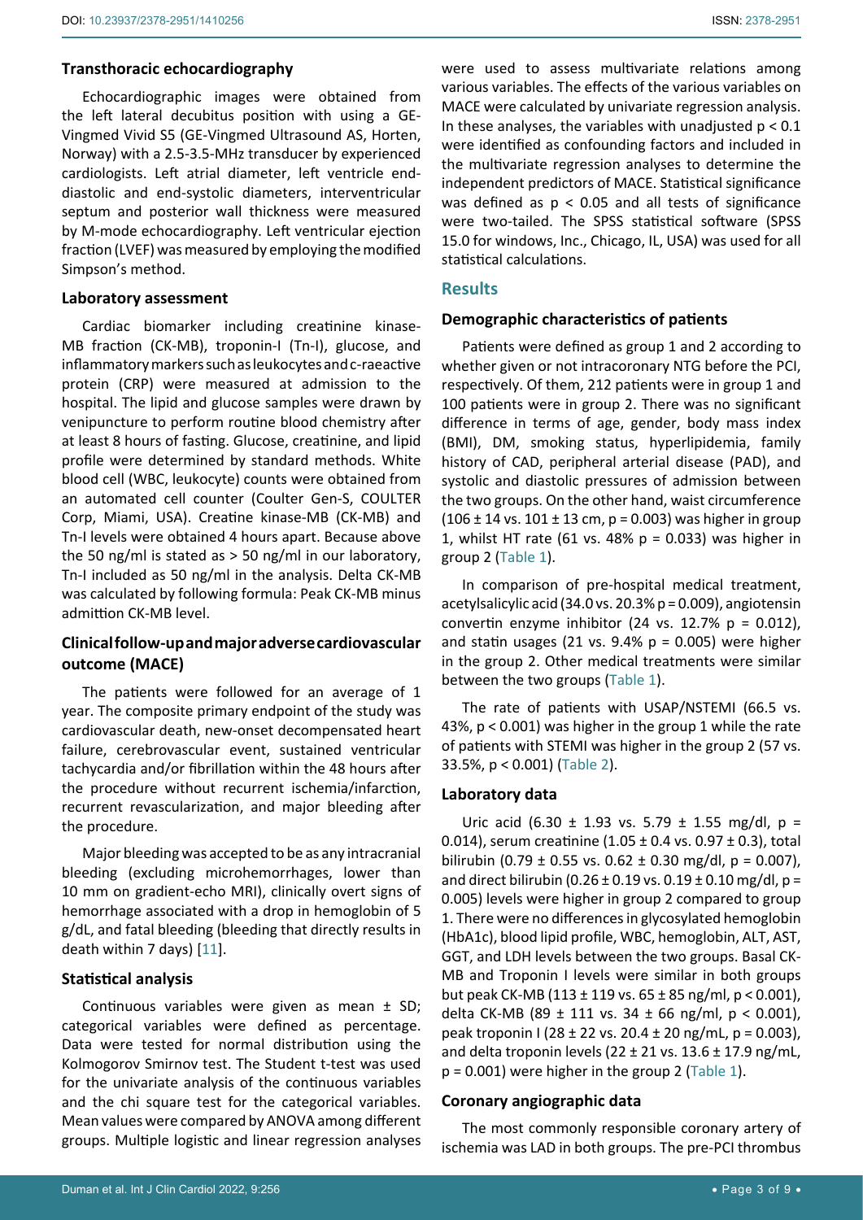### Transthoracic echocardiography

Echocardiographic images were obtained from the left lateral decubitus position with using a GE-Vingmed Vivid S5 (GE-Vingmed Ultrasound AS, Horten, Norway) with a 2.5-3.5-MHz transducer by experienced cardiologists. Left atrial diameter, left ventricle end-diastolic and end-systolic diameters, interventricular septum and posterior wall thickness were measured by M-mode echocardiography. Left ventricular ejection fraction (LVEF) was measured by employing the modified Simpson's method.

### Laboratory assessment

Cardiac biomarker including creatinine kinase-MB fraction (CK-MB), troponin-I (Tn-I), glucose, and inflammatory markers such as leukocytes and c-raeactive protein (CRP) were measured at admission to the hospital. The lipid and glucose samples were drawn by venipuncture to perform routine blood chemistry after at least 8 hours of fasting. Glucose, creatinine, and lipid profile were determined by standard methods. White blood cell (WBC, leukocyte) counts were obtained from an automated cell counter (Coulter Gen-S, COULTER Corp, Miami, USA). Creatine kinase-MB (CK-MB) and Tn-I levels were obtained 4 hours apart. Because above the 50 ng/ml is stated as > 50 ng/ml in our laboratory, Tn-I included as 50 ng/ml in the analysis. Delta CK-MB was calculated by following formula: Peak CK-MB minus admittion CK-MB level.

### Clinical follow-up and major adverse cardiovascular outcome (MACE)

The patients were followed for an average of 1 year. The composite primary endpoint of the study was cardiovascular death, new-onset decompensated heart failure, cerebrovascular event, sustained ventricular tachycardia and/or fibrillation within the 48 hours after the procedure without recurrent ischemia/infarction, recurrent revascularization, and major bleeding after the procedure.

Major bleeding was accepted to be as any intracranial bleeding (excluding microhemorrhages, lower than 10 mm on gradient-echo MRI), clinically overt signs of hemorrhage associated with a drop in hemoglobin of 5 g/dL, and fatal bleeding (bleeding that directly results in death within 7 days) [11].

### Statistical analysis

Continuous variables were given as mean ± SD; categorical variables were defined as percentage. Data were tested for normal distribution using the Kolmogorov Smirnov test. The Student t-test was used for the univariate analysis of the continuous variables and the chi square test for the categorical variables. Mean values were compared by ANOVA among different groups. Multiple logistic and linear regression analyses were used to assess multivariate relations among various variables. The effects of the various variables on MACE were calculated by univariate regression analysis. In these analyses, the variables with unadjusted $p < 0.1$ were identified as confounding factors and included in the multivariate regression analyses to determine the independent predictors of MACE. Statistical significance was defined as $p < 0.05$ and all tests of significance were two-tailed. The SPSS statistical software (SPSS 15.0 for windows, Inc., Chicago, IL, USA) was used for all statistical calculations.

## Results

### Demographic characteristics of patients

Patients were defined as group 1 and 2 according to whether given or not intracoronary NTG before the PCI, respectively. Of them, 212 patients were in group 1 and 100 patients were in group 2. There was no significant difference in terms of age, gender, body mass index (BMI), DM, smoking status, hyperlipidemia, family history of CAD, peripheral arterial disease (PAD), and systolic and diastolic pressures of admission between the two groups. On the other hand, waist circumference (106 ± 14 vs. 101 ± 13 cm, p = 0.003) was higher in group 1, whilst HT rate (61 vs. 48% p = 0.033) was higher in group 2 (Table 1).

In comparison of pre-hospital medical treatment, acetylsalicylic acid (34.0 vs. 20.3% p = 0.009), angiotensin convertin enzyme inhibitor (24 vs. 12.7% p = 0.012), and statin usages (21 vs. 9.4% p = 0.005) were higher in the group 2. Other medical treatments were similar between the two groups (Table 1).

The rate of patients with USAP/NSTEMI (66.5 vs. 43%, p < 0.001) was higher in the group 1 while the rate of patients with STEMI was higher in the group 2 (57 vs. 33.5%, p < 0.001) (Table 2).

### Laboratory data

Uric acid (6.30 ± 1.93 vs. 5.79 ± 1.55 mg/dl, p = 0.014), serum creatinine (1.05 ± 0.4 vs. 0.97 ± 0.3), total bilirubin (0.79 ± 0.55 vs. 0.62 ± 0.30 mg/dl, p = 0.007), and direct bilirubin (0.26 ± 0.19 vs. 0.19 ± 0.10 mg/dl, p = 0.005) levels were higher in group 2 compared to group 1. There were no differences in glycosylated hemoglobin (HbA1c), blood lipid profile, WBC, hemoglobin, ALT, AST, GGT, and LDH levels between the two groups. Basal CK-MB and Troponin I levels were similar in both groups but peak CK-MB (113 ± 119 vs. 65 ± 85 ng/ml, p < 0.001), delta CK-MB (89 ± 111 vs. 34 ± 66 ng/ml, p < 0.001), peak troponin I (28 ± 22 vs. 20.4 ± 20 ng/mL, p = 0.003), and delta troponin levels (22 ± 21 vs. 13.6 ± 17.9 ng/mL, p = 0.001) were higher in the group 2 (Table 1).

### Coronary angiographic data

The most commonly responsible coronary artery of ischemia was LAD in both groups. The pre-PCI thrombus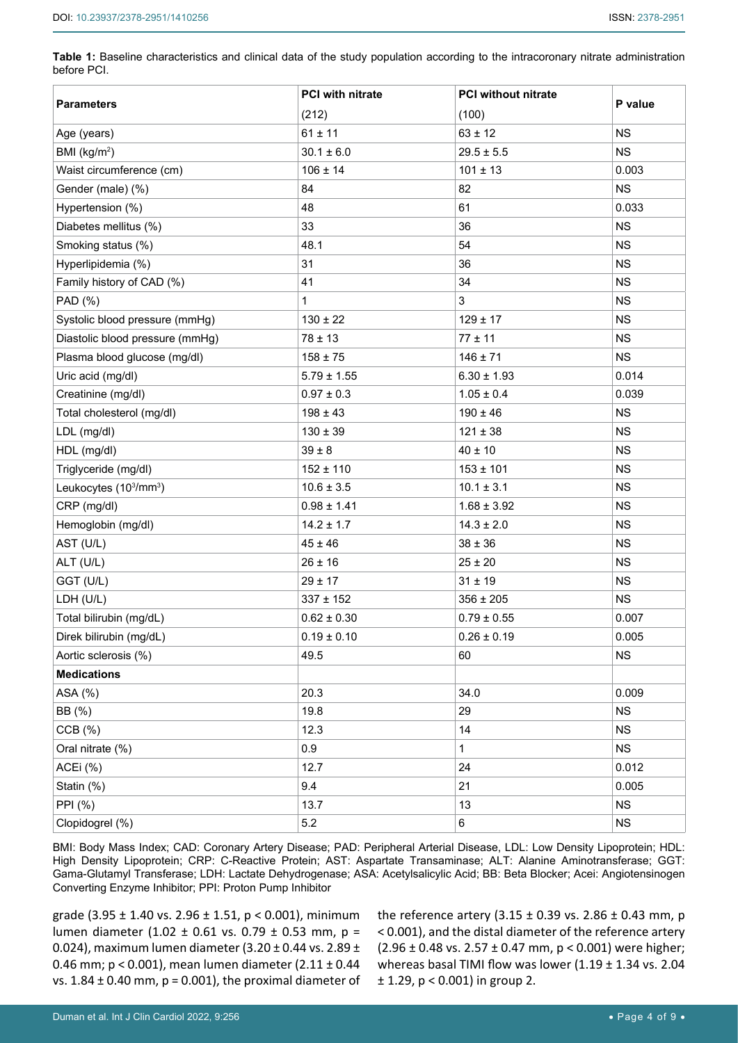**Table 1:** Baseline characteristics and clinical data of the study population according to the intracoronary nitrate administration before PCI.

| Parameters | PCI with nitrate (212) | PCI without nitrate (100) | P value |
|---|---|---|---|
| Age (years) | 61 ± 11 | 63 ± 12 | NS |
| BMI (kg/m$^2$) | 30.1 ± 6.0 | 29.5 ± 5.5 | NS |
| Waist circumference (cm) | 106 ± 14 | 101 ± 13 | 0.003 |
| Gender (male) (%) | 84 | 82 | NS |
| Hypertension (%) | 48 | 61 | 0.033 |
| Diabetes mellitus (%) | 33 | 36 | NS |
| Smoking status (%) | 48.1 | 54 | NS |
| Hyperlipidemia (%) | 31 | 36 | NS |
| Family history of CAD (%) | 41 | 34 | NS |
| PAD (%) | 1 | 3 | NS |
| Systolic blood pressure (mmHg) | 130 ± 22 | 129 ± 17 | NS |
| Diastolic blood pressure (mmHg) | 78 ± 13 | 77 ± 11 | NS |
| Plasma blood glucose (mg/dl) | 158 ± 75 | 146 ± 71 | NS |
| Uric acid (mg/dl) | 5.79 ± 1.55 | 6.30 ± 1.93 | 0.014 |
| Creatinine (mg/dl) | 0.97 ± 0.3 | 1.05 ± 0.4 | 0.039 |
| Total cholesterol (mg/dl) | 198 ± 43 | 190 ± 46 | NS |
| LDL (mg/dl) | 130 ± 39 | 121 ± 38 | NS |
| HDL (mg/dl) | 39 ± 8 | 40 ± 10 | NS |
| Triglyceride (mg/dl) | 152 ± 110 | 153 ± 101 | NS |
| Leukocytes (10$^3$/mm$^3$) | 10.6 ± 3.5 | 10.1 ± 3.1 | NS |
| CRP (mg/dl) | 0.98 ± 1.41 | 1.68 ± 3.92 | NS |
| Hemoglobin (mg/dl) | 14.2 ± 1.7 | 14.3 ± 2.0 | NS |
| AST (U/L) | 45 ± 46 | 38 ± 36 | NS |
| ALT (U/L) | 26 ± 16 | 25 ± 20 | NS |
| GGT (U/L) | 29 ± 17 | 31 ± 19 | NS |
| LDH (U/L) | 337 ± 152 | 356 ± 205 | NS |
| Total bilirubin (mg/dL) | 0.62 ± 0.30 | 0.79 ± 0.55 | 0.007 |
| Direk bilirubin (mg/dL) | 0.19 ± 0.10 | 0.26 ± 0.19 | 0.005 |
| Aortic sclerosis (%) | 49.5 | 60 | NS |
| **Medications** | | | |
| ASA (%) | 20.3 | 34.0 | 0.009 |
| BB (%) | 19.8 | 29 | NS |
| CCB (%) | 12.3 | 14 | NS |
| Oral nitrate (%) | 0.9 | 1 | NS |
| ACEi (%) | 12.7 | 24 | 0.012 |
| Statin (%) | 9.4 | 21 | 0.005 |
| PPI (%) | 13.7 | 13 | NS |
| Clopidogrel (%) | 5.2 | 6 | NS |

BMI: Body Mass Index; CAD: Coronary Artery Disease; PAD: Peripheral Arterial Disease, LDL: Low Density Lipoprotein; HDL: High Density Lipoprotein; CRP: C-Reactive Protein; AST: Aspartate Transaminase; ALT: Alanine Aminotransferase; GGT: Gama-Glutamyl Transferase; LDH: Lactate Dehydrogenase; ASA: Acetylsalicylic Acid; BB: Beta Blocker; Acei: Angiotensinogen Converting Enzyme Inhibitor; PPI: Proton Pump Inhibitor

grade (3.95 ± 1.40 vs. 2.96 ± 1.51, $p < 0.001$), minimum lumen diameter (1.02 ± 0.61 vs. 0.79 ± 0.53 mm, $p = 0.024$), maximum lumen diameter (3.20 ± 0.44 vs. 2.89 ± 0.46 mm; $p < 0.001$), mean lumen diameter (2.11 ± 0.44 vs. 1.84 ± 0.40 mm, $p = 0.001$), the proximal diameter of the reference artery (3.15 ± 0.39 vs. 2.86 ± 0.43 mm, $p < 0.001$), and the distal diameter of the reference artery (2.96 ± 0.48 vs. 2.57 ± 0.47 mm, $p < 0.001$) were higher; whereas basal TIMI flow was lower (1.19 ± 1.34 vs. 2.04 ± 1.29, $p < 0.001$) in group 2.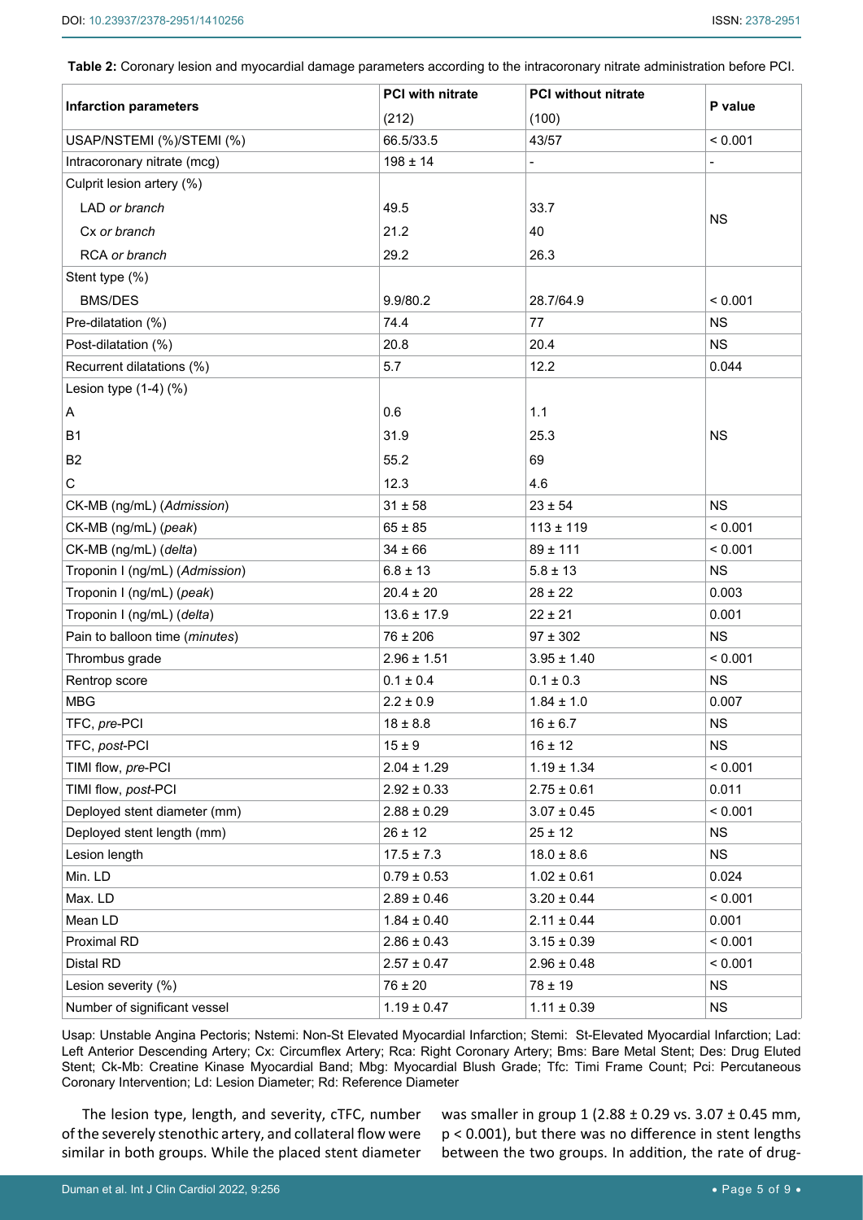**Table 2:** Coronary lesion and myocardial damage parameters according to the intracoronary nitrate administration before PCI.

| Infarction parameters | PCI with nitrate (212) | PCI without nitrate (100) | P value |
|---|---|---|---|
| USAP/NSTEMI (%)/STEMI (%) | 66.5/33.5 | 43/57 | < 0.001 |
| Intracoronary nitrate (mcg) | 198 ± 14 | - | - |
| Culprit lesion artery (%) | | | NS |
| LAD *or branch* | 49.5 | 33.7 | |
| Cx *or branch* | 21.2 | 40 | |
| RCA *or branch* | 29.2 | 26.3 | |
| Stent type (%) | | | |
| BMS/DES | 9.9/80.2 | 28.7/64.9 | < 0.001 |
| Pre-dilatation (%) | 74.4 | 77 | NS |
| Post-dilatation (%) | 20.8 | 20.4 | NS |
| Recurrent dilatations (%) | 5.7 | 12.2 | 0.044 |
| Lesion type (1-4) (%) | | | NS |
| A | 0.6 | 1.1 | |
| B1 | 31.9 | 25.3 | |
| B2 | 55.2 | 69 | |
| C | 12.3 | 4.6 | |
| CK-MB (ng/mL) (*Admission*) | 31 ± 58 | 23 ± 54 | NS |
| CK-MB (ng/mL) (*peak*) | 65 ± 85 | 113 ± 119 | < 0.001 |
| CK-MB (ng/mL) (*delta*) | 34 ± 66 | 89 ± 111 | < 0.001 |
| Troponin I (ng/mL) (*Admission*) | 6.8 ± 13 | 5.8 ± 13 | NS |
| Troponin I (ng/mL) (*peak*) | 20.4 ± 20 | 28 ± 22 | 0.003 |
| Troponin I (ng/mL) (*delta*) | 13.6 ± 17.9 | 22 ± 21 | 0.001 |
| Pain to balloon time (*minutes*) | 76 ± 206 | 97 ± 302 | NS |
| Thrombus grade | 2.96 ± 1.51 | 3.95 ± 1.40 | < 0.001 |
| Rentrop score | 0.1 ± 0.4 | 0.1 ± 0.3 | NS |
| MBG | 2.2 ± 0.9 | 1.84 ± 1.0 | 0.007 |
| TFC, *pre*-PCI | 18 ± 8.8 | 16 ± 6.7 | NS |
| TFC, *post*-PCI | 15 ± 9 | 16 ± 12 | NS |
| TIMI flow, *pre*-PCI | 2.04 ± 1.29 | 1.19 ± 1.34 | < 0.001 |
| TIMI flow, *post*-PCI | 2.92 ± 0.33 | 2.75 ± 0.61 | 0.011 |
| Deployed stent diameter (mm) | 2.88 ± 0.29 | 3.07 ± 0.45 | < 0.001 |
| Deployed stent length (mm) | 26 ± 12 | 25 ± 12 | NS |
| Lesion length | 17.5 ± 7.3 | 18.0 ± 8.6 | NS |
| Min. LD | 0.79 ± 0.53 | 1.02 ± 0.61 | 0.024 |
| Max. LD | 2.89 ± 0.46 | 3.20 ± 0.44 | < 0.001 |
| Mean LD | 1.84 ± 0.40 | 2.11 ± 0.44 | 0.001 |
| Proximal RD | 2.86 ± 0.43 | 3.15 ± 0.39 | < 0.001 |
| Distal RD | 2.57 ± 0.47 | 2.96 ± 0.48 | < 0.001 |
| Lesion severity (%) | 76 ± 20 | 78 ± 19 | NS |
| Number of significant vessel | 1.19 ± 0.47 | 1.11 ± 0.39 | NS |

Usap: Unstable Angina Pectoris; Nstemi: Non-St Elevated Myocardial Infarction; Stemi: St-Elevated Myocardial Infarction; Lad: Left Anterior Descending Artery; Cx: Circumflex Artery; Rca: Right Coronary Artery; Bms: Bare Metal Stent; Des: Drug Eluted Stent; Ck-Mb: Creatine Kinase Myocardial Band; Mbg: Myocardial Blush Grade; Tfc: Timi Frame Count; Pci: Percutaneous Coronary Intervention; Ld: Lesion Diameter; Rd: Reference Diameter

The lesion type, length, and severity, cTFC, number of the severely stenothic artery, and collateral flow were similar in both groups. While the placed stent diameter was smaller in group 1 (2.88 ± 0.29 vs. 3.07 ± 0.45 mm, p < 0.001), but there was no difference in stent lengths between the two groups. In addition, the rate of drug-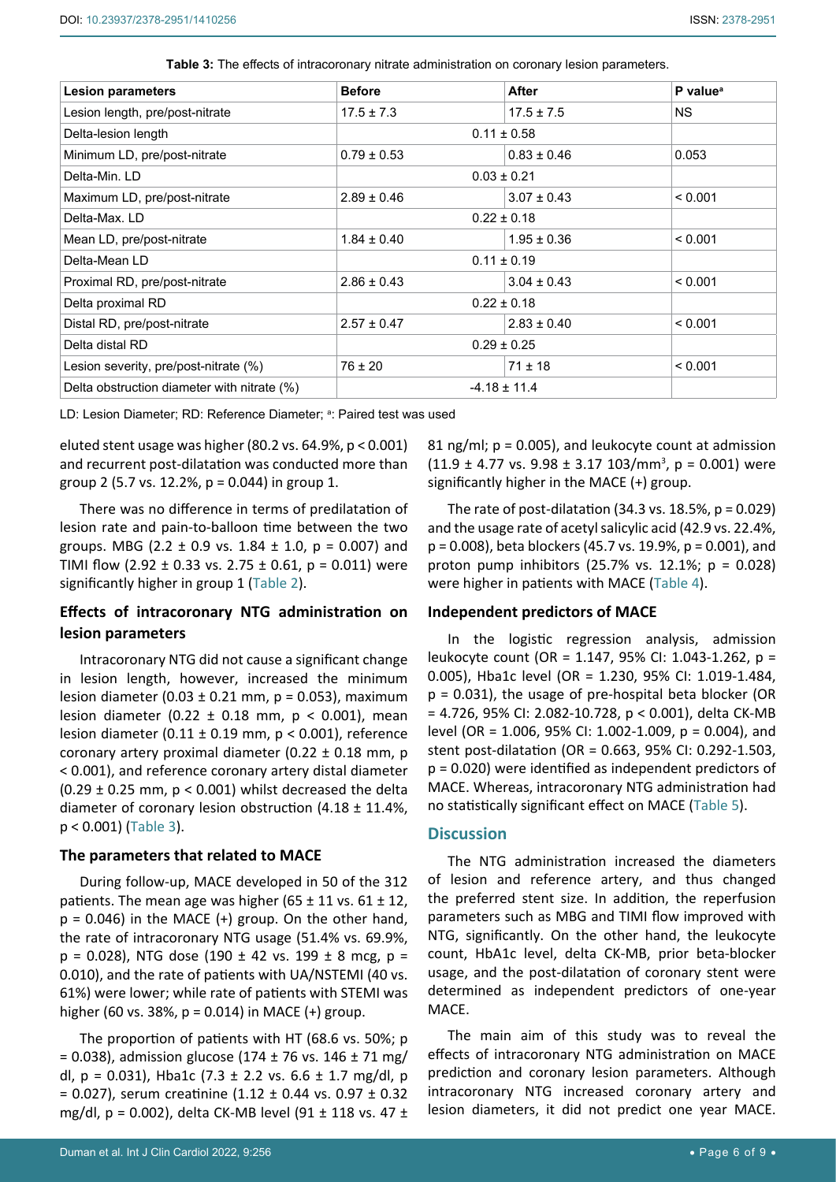**Table 3:** The effects of intracoronary nitrate administration on coronary lesion parameters.

| Lesion parameters | Before | After | P value[a] |
|---|---|---|---|
| Lesion length, pre/post-nitrate | 17.5 ± 7.3 | 17.5 ± 7.5 | NS |
| Delta-lesion length | 0.11 ± 0.58 | | |
| Minimum LD, pre/post-nitrate | 0.79 ± 0.53 | 0.83 ± 0.46 | 0.053 |
| Delta-Min. LD | 0.03 ± 0.21 | | |
| Maximum LD, pre/post-nitrate | 2.89 ± 0.46 | 3.07 ± 0.43 | < 0.001 |
| Delta-Max. LD | 0.22 ± 0.18 | | |
| Mean LD, pre/post-nitrate | 1.84 ± 0.40 | 1.95 ± 0.36 | < 0.001 |
| Delta-Mean LD | 0.11 ± 0.19 | | |
| Proximal RD, pre/post-nitrate | 2.86 ± 0.43 | 3.04 ± 0.43 | < 0.001 |
| Delta proximal RD | 0.22 ± 0.18 | | |
| Distal RD, pre/post-nitrate | 2.57 ± 0.47 | 2.83 ± 0.40 | < 0.001 |
| Delta distal RD | 0.29 ± 0.25 | | |
| Lesion severity, pre/post-nitrate (%) | 76 ± 20 | 71 ± 18 | < 0.001 |
| Delta obstruction diameter with nitrate (%) | -4.18 ± 11.4 | | |

LD: Lesion Diameter; RD: Reference Diameter; [a]: Paired test was used

eluted stent usage was higher (80.2 vs. 64.9%, p < 0.001) and recurrent post-dilatation was conducted more than group 2 (5.7 vs. 12.2%, p = 0.044) in group 1.

There was no difference in terms of predilatation of lesion rate and pain-to-balloon time between the two groups. MBG (2.2 ± 0.9 vs. 1.84 ± 1.0, p = 0.007) and TIMI flow (2.92 ± 0.33 vs. 2.75 ± 0.61, p = 0.011) were significantly higher in group 1 (Table 2).

### Effects of intracoronary NTG administration on lesion parameters

Intracoronary NTG did not cause a significant change in lesion length, however, increased the minimum lesion diameter (0.03 ± 0.21 mm, p = 0.053), maximum lesion diameter (0.22 ± 0.18 mm, p < 0.001), mean lesion diameter (0.11 ± 0.19 mm, p < 0.001), reference coronary artery proximal diameter (0.22 ± 0.18 mm, p < 0.001), and reference coronary artery distal diameter (0.29 ± 0.25 mm, p < 0.001) whilst decreased the delta diameter of coronary lesion obstruction (4.18 ± 11.4%, p < 0.001) (Table 3).

### The parameters that related to MACE

During follow-up, MACE developed in 50 of the 312 patients. The mean age was higher (65 ± 11 vs. 61 ± 12, p = 0.046) in the MACE (+) group. On the other hand, the rate of intracoronary NTG usage (51.4% vs. 69.9%, p = 0.028), NTG dose (190 ± 42 vs. 199 ± 8 mcg, p = 0.010), and the rate of patients with UA/NSTEMI (40 vs. 61%) were lower; while rate of patients with STEMI was higher (60 vs. 38%, p = 0.014) in MACE (+) group.

The proportion of patients with HT (68.6 vs. 50%; p = 0.038), admission glucose (174 ± 76 vs. 146 ± 71 mg/dl, p = 0.031), Hba1c (7.3 ± 2.2 vs. 6.6 ± 1.7 mg/dl, p = 0.027), serum creatinine (1.12 ± 0.44 vs. 0.97 ± 0.32 mg/dl, p = 0.002), delta CK-MB level (91 ± 118 vs. 47 ± 81 ng/ml; p = 0.005), and leukocyte count at admission (11.9 ± 4.77 vs. 9.98 ± 3.17 $10^3/mm^3$, p = 0.001) were significantly higher in the MACE (+) group.

The rate of post-dilatation (34.3 vs. 18.5%, p = 0.029) and the usage rate of acetyl salicylic acid (42.9 vs. 22.4%, p = 0.008), beta blockers (45.7 vs. 19.9%, p = 0.001), and proton pump inhibitors (25.7% vs. 12.1%; p = 0.028) were higher in patients with MACE (Table 4).

### Independent predictors of MACE

In the logistic regression analysis, admission leukocyte count (OR = 1.147, 95% CI: 1.043-1.262, p = 0.005), Hba1c level (OR = 1.230, 95% CI: 1.019-1.484, p = 0.031), the usage of pre-hospital beta blocker (OR = 4.726, 95% CI: 2.082-10.728, p < 0.001), delta CK-MB level (OR = 1.006, 95% CI: 1.002-1.009, p = 0.004), and stent post-dilatation (OR = 0.663, 95% CI: 0.292-1.503, p = 0.020) were identified as independent predictors of MACE. Whereas, intracoronary NTG administration had no statistically significant effect on MACE (Table 5).

## Discussion

The NTG administration increased the diameters of lesion and reference artery, and thus changed the preferred stent size. In addition, the reperfusion parameters such as MBG and TIMI flow improved with NTG, significantly. On the other hand, the leukocyte count, HbA1c level, delta CK-MB, prior beta-blocker usage, and the post-dilatation of coronary stent were determined as independent predictors of one-year MACE.

The main aim of this study was to reveal the effects of intracoronary NTG administration on MACE prediction and coronary lesion parameters. Although intracoronary NTG increased coronary artery and lesion diameters, it did not predict one year MACE.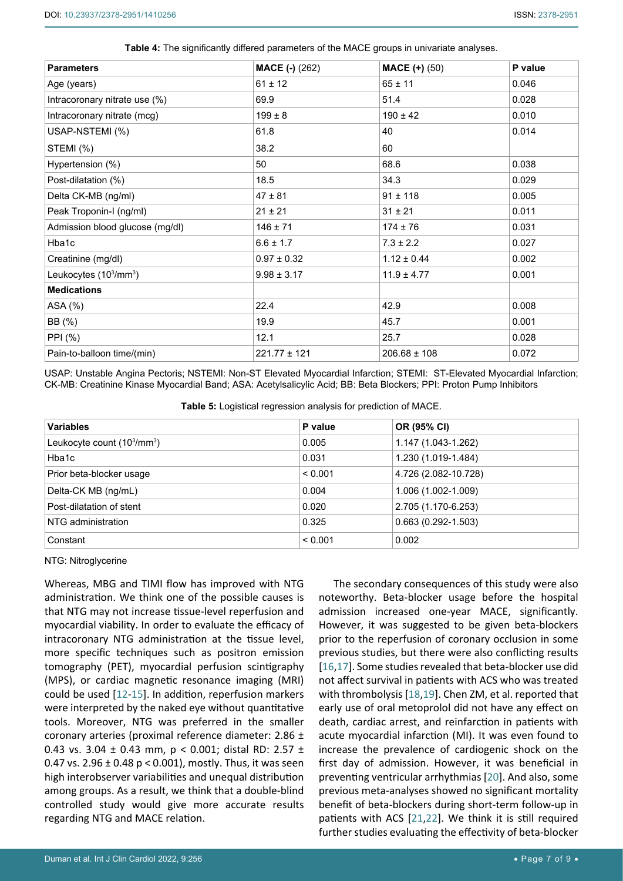**Table 4:** The significantly differed parameters of the MACE groups in univariate analyses.

| Parameters | MACE (-) (262) | MACE (+) (50) | P value |
|---|---|---|---|
| Age (years) | 61 ± 12 | 65 ± 11 | 0.046 |
| Intracoronary nitrate use (%) | 69.9 | 51.4 | 0.028 |
| Intracoronary nitrate (mcg) | 199 ± 8 | 190 ± 42 | 0.010 |
| USAP-NSTEMI (%) | 61.8 | 40 | 0.014 |
| STEMI (%) | 38.2 | 60 | |
| Hypertension (%) | 50 | 68.6 | 0.038 |
| Post-dilatation (%) | 18.5 | 34.3 | 0.029 |
| Delta CK-MB (ng/ml) | 47 ± 81 | 91 ± 118 | 0.005 |
| Peak Troponin-I (ng/ml) | 21 ± 21 | 31 ± 21 | 0.011 |
| Admission blood glucose (mg/dl) | 146 ± 71 | 174 ± 76 | 0.031 |
| Hba1c | 6.6 ± 1.7 | 7.3 ± 2.2 | 0.027 |
| Creatinine (mg/dl) | 0.97 ± 0.32 | 1.12 ± 0.44 | 0.002 |
| Leukocytes ($10^3$/mm$^3$) | 9.98 ± 3.17 | 11.9 ± 4.77 | 0.001 |
| **Medications** | | | |
| ASA (%) | 22.4 | 42.9 | 0.008 |
| BB (%) | 19.9 | 45.7 | 0.001 |
| PPI (%) | 12.1 | 25.7 | 0.028 |
| Pain-to-balloon time/(min) | 221.77 ± 121 | 206.68 ± 108 | 0.072 |

USAP: Unstable Angina Pectoris; NSTEMI: Non-ST Elevated Myocardial Infarction; STEMI: ST-Elevated Myocardial Infarction; CK-MB: Creatinine Kinase Myocardial Band; ASA: Acetylsalicylic Acid; BB: Beta Blockers; PPI: Proton Pump Inhibitors

**Table 5:** Logistical regression analysis for prediction of MACE.

| Variables | P value | OR (95% CI) |
|---|---|---|
| Leukocyte count ($10^3$/mm$^3$) | 0.005 | 1.147 (1.043-1.262) |
| Hba1c | 0.031 | 1.230 (1.019-1.484) |
| Prior beta-blocker usage | < 0.001 | 4.726 (2.082-10.728) |
| Delta-CK MB (ng/mL) | 0.004 | 1.006 (1.002-1.009) |
| Post-dilatation of stent | 0.020 | 2.705 (1.170-6.253) |
| NTG administration | 0.325 | 0.663 (0.292-1.503) |
| Constant | < 0.001 | 0.002 |

NTG: Nitroglycerine

Whereas, MBG and TIMI flow has improved with NTG administration. We think one of the possible causes is that NTG may not increase tissue-level reperfusion and myocardial viability. In order to evaluate the efficacy of intracoronary NTG administration at the tissue level, more specific techniques such as positron emission tomography (PET), myocardial perfusion scintigraphy (MPS), or cardiac magnetic resonance imaging (MRI) could be used [12-15]. In addition, reperfusion markers were interpreted by the naked eye without quantitative tools. Moreover, NTG was preferred in the smaller coronary arteries (proximal reference diameter: 2.86 ± 0.43 vs. 3.04 ± 0.43 mm, $p < 0.001$; distal RD: 2.57 ± 0.47 vs. 2.96 ± 0.48 $p < 0.001$), mostly. Thus, it was seen high interobserver variabilities and unequal distribution among groups. As a result, we think that a double-blind controlled study would give more accurate results regarding NTG and MACE relation.

The secondary consequences of this study were also noteworthy. Beta-blocker usage before the hospital admission increased one-year MACE, significantly. However, it was suggested to be given beta-blockers prior to the reperfusion of coronary occlusion in some previous studies, but there were also conflicting results [16,17]. Some studies revealed that beta-blocker use did not affect survival in patients with ACS who was treated with thrombolysis [18,19]. Chen ZM, et al. reported that early use of oral metoprolol did not have any effect on death, cardiac arrest, and reinfarction in patients with acute myocardial infarction (MI). It was even found to increase the prevalence of cardiogenic shock on the first day of admission. However, it was beneficial in preventing ventricular arrhythmias [20]. And also, some previous meta-analyses showed no significant mortality benefit of beta-blockers during short-term follow-up in patients with ACS [21,22]. We think it is still required further studies evaluating the effectivity of beta-blocker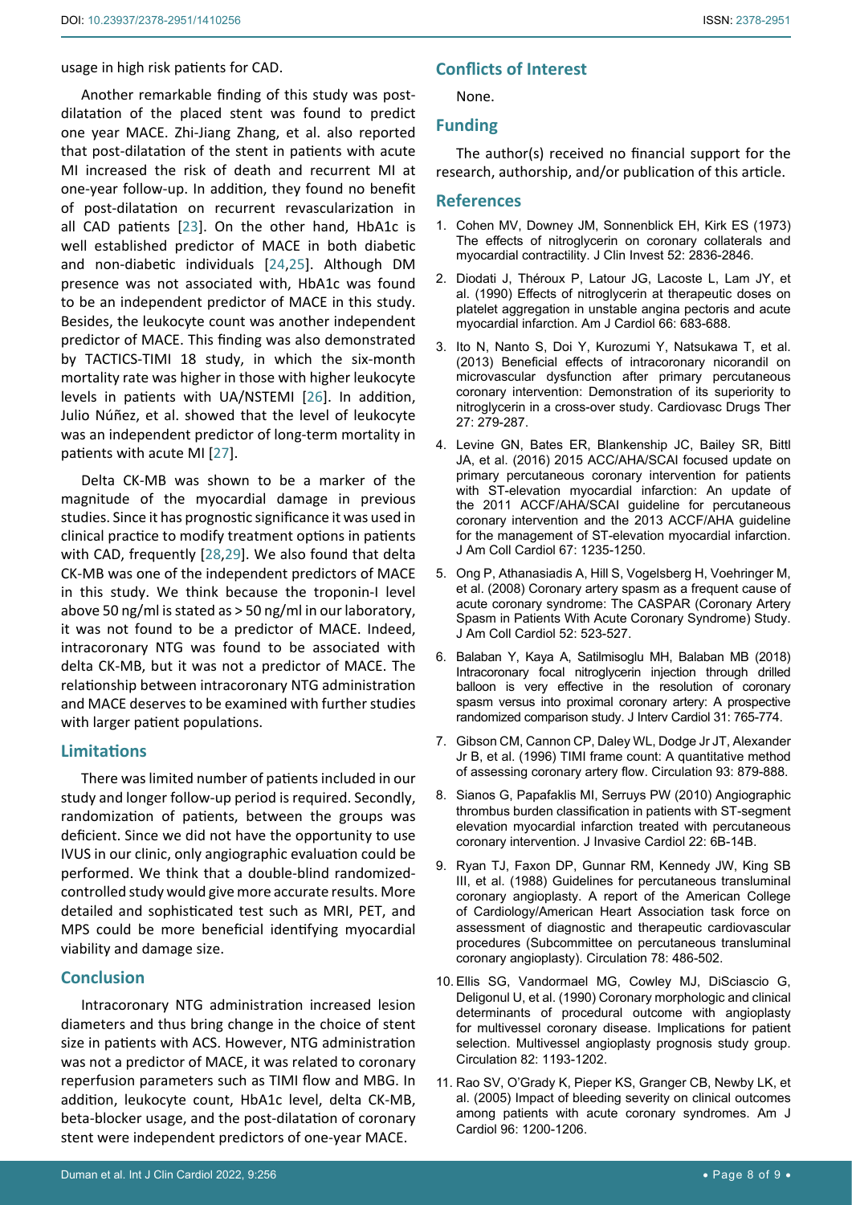usage in high risk patients for CAD.

Another remarkable finding of this study was post-dilatation of the placed stent was found to predict one year MACE. Zhi-Jiang Zhang, et al. also reported that post-dilatation of the stent in patients with acute MI increased the risk of death and recurrent MI at one-year follow-up. In addition, they found no benefit of post-dilatation on recurrent revascularization in all CAD patients [23]. On the other hand, HbA1c is well established predictor of MACE in both diabetic and non-diabetic individuals [24,25]. Although DM presence was not associated with, HbA1c was found to be an independent predictor of MACE in this study. Besides, the leukocyte count was another independent predictor of MACE. This finding was also demonstrated by TACTICS-TIMI 18 study, in which the six-month mortality rate was higher in those with higher leukocyte levels in patients with UA/NSTEMI [26]. In addition, Julio Núñez, et al. showed that the level of leukocyte was an independent predictor of long-term mortality in patients with acute MI [27].

Delta CK-MB was shown to be a marker of the magnitude of the myocardial damage in previous studies. Since it has prognostic significance it was used in clinical practice to modify treatment options in patients with CAD, frequently [28,29]. We also found that delta CK-MB was one of the independent predictors of MACE in this study. We think because the troponin-I level above 50 ng/ml is stated as > 50 ng/ml in our laboratory, it was not found to be a predictor of MACE. Indeed, intracoronary NTG was found to be associated with delta CK-MB, but it was not a predictor of MACE. The relationship between intracoronary NTG administration and MACE deserves to be examined with further studies with larger patient populations.

## Limitations

There was limited number of patients included in our study and longer follow-up period is required. Secondly, randomization of patients, between the groups was deficient. Since we did not have the opportunity to use IVUS in our clinic, only angiographic evaluation could be performed. We think that a double-blind randomized-controlled study would give more accurate results. More detailed and sophisticated test such as MRI, PET, and MPS could be more beneficial identifying myocardial viability and damage size.

## Conclusion

Intracoronary NTG administration increased lesion diameters and thus bring change in the choice of stent size in patients with ACS. However, NTG administration was not a predictor of MACE, it was related to coronary reperfusion parameters such as TIMI flow and MBG. In addition, leukocyte count, HbA1c level, delta CK-MB, beta-blocker usage, and the post-dilatation of coronary stent were independent predictors of one-year MACE.

## Conflicts of Interest

None.

## Funding

The author(s) received no financial support for the research, authorship, and/or publication of this article.

## References

1. Cohen MV, Downey JM, Sonnenblick EH, Kirk ES (1973) The effects of nitroglycerin on coronary collaterals and myocardial contractility. J Clin Invest 52: 2836-2846.
2. Diodati J, Théroux P, Latour JG, Lacoste L, Lam JY, et al. (1990) Effects of nitroglycerin at therapeutic doses on platelet aggregation in unstable angina pectoris and acute myocardial infarction. Am J Cardiol 66: 683-688.
3. Ito N, Nanto S, Doi Y, Kurozumi Y, Natsukawa T, et al. (2013) Beneficial effects of intracoronary nicorandil on microvascular dysfunction after primary percutaneous coronary intervention: Demonstration of its superiority to nitroglycerin in a cross-over study. Cardiovasc Drugs Ther 27: 279-287.
4. Levine GN, Bates ER, Blankenship JC, Bailey SR, Bittl JA, et al. (2016) 2015 ACC/AHA/SCAI focused update on primary percutaneous coronary intervention for patients with ST-elevation myocardial infarction: An update of the 2011 ACCF/AHA/SCAI guideline for percutaneous coronary intervention and the 2013 ACCF/AHA guideline for the management of ST-elevation myocardial infarction. J Am Coll Cardiol 67: 1235-1250.
5. Ong P, Athanasiadis A, Hill S, Vogelsberg H, Voehringer M, et al. (2008) Coronary artery spasm as a frequent cause of acute coronary syndrome: The CASPAR (Coronary Artery Spasm in Patients With Acute Coronary Syndrome) Study. J Am Coll Cardiol 52: 523-527.
6. Balaban Y, Kaya A, Satilmisoglu MH, Balaban MB (2018) Intracoronary focal nitroglycerin injection through drilled balloon is very effective in the resolution of coronary spasm versus into proximal coronary artery: A prospective randomized comparison study. J Interv Cardiol 31: 765-774.
7. Gibson CM, Cannon CP, Daley WL, Dodge Jr JT, Alexander Jr B, et al. (1996) TIMI frame count: A quantitative method of assessing coronary artery flow. Circulation 93: 879-888.
8. Sianos G, Papafaklis MI, Serruys PW (2010) Angiographic thrombus burden classification in patients with ST-segment elevation myocardial infarction treated with percutaneous coronary intervention. J Invasive Cardiol 22: 6B-14B.
9. Ryan TJ, Faxon DP, Gunnar RM, Kennedy JW, King SB III, et al. (1988) Guidelines for percutaneous transluminal coronary angioplasty. A report of the American College of Cardiology/American Heart Association task force on assessment of diagnostic and therapeutic cardiovascular procedures (Subcommittee on percutaneous transluminal coronary angioplasty). Circulation 78: 486-502.
10. Ellis SG, Vandormael MG, Cowley MJ, DiSciascio G, Deligonul U, et al. (1990) Coronary morphologic and clinical determinants of procedural outcome with angioplasty for multivessel coronary disease. Implications for patient selection. Multivessel angioplasty prognosis study group. Circulation 82: 1193-1202.
11. Rao SV, O'Grady K, Pieper KS, Granger CB, Newby LK, et al. (2005) Impact of bleeding severity on clinical outcomes among patients with acute coronary syndromes. Am J Cardiol 96: 1200-1206.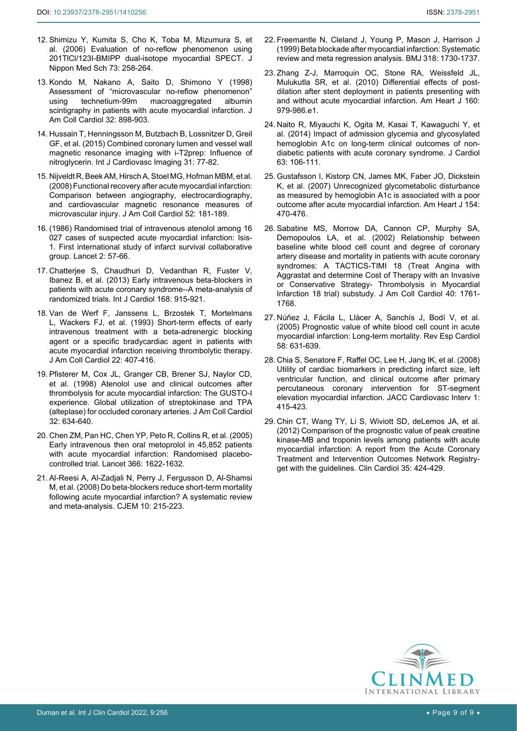12. Shimizu Y, Kumita S, Cho K, Toba M, Mizumura S, et al. (2006) Evaluation of no-reflow phenomenon using 201TlCl/123I-BMIPP dual-isotope myocardial SPECT. J Nippon Med Sch 73: 258-264.

13. Kondo M, Nakano A, Saito D, Shimono Y (1998) Assessment of "microvascular no-reflow phenomenon" using technetium-99m macroaggregated albumin scintigraphy in patients with acute myocardial infarction. J Am Coll Cardiol 32: 898-903.

14. Hussain T, Henningsson M, Butzbach B, Lossnitzer D, Greil GF, et al. (2015) Combined coronary lumen and vessel wall magnetic resonance imaging with i-T2prep: Influence of nitroglycerin. Int J Cardiovasc Imaging 31: 77-82.

15. Nijveldt R, Beek AM, Hirsch A, Stoel MG, Hofman MBM, et al. (2008) Functional recovery after acute myocardial infarction: Comparison between angiography, electrocardiography, and cardiovascular magnetic resonance measures of microvascular injury. J Am Coll Cardiol 52: 181-189.

16. (1986) Randomised trial of intravenous atenolol among 16 027 cases of suspected acute myocardial infarction: Isis-1. First international study of infarct survival collaborative group. Lancet 2: 57-66.

17. Chatterjee S, Chaudhuri D, Vedanthan R, Fuster V, Ibanez B, et al. (2013) Early intravenous beta-blockers in patients with acute coronary syndrome--A meta-analysis of randomized trials. Int J Cardiol 168: 915-921.

18. Van de Werf F, Janssens L, Brzostek T, Mortelmans L, Wackers FJ, et al. (1993) Short-term effects of early intravenous treatment with a beta-adrenergic blocking agent or a specific bradycardiac agent in patients with acute myocardial infarction receiving thrombolytic therapy. J Am Coll Cardiol 22: 407-416.

19. Pfisterer M, Cox JL, Granger CB, Brener SJ, Naylor CD, et al. (1998) Atenolol use and clinical outcomes after thrombolysis for acute myocardial infarction: The GUSTO-I experience. Global utilization of streptokinase and TPA (alteplase) for occluded coronary arteries. J Am Coll Cardiol 32: 634-640.

20. Chen ZM, Pan HC, Chen YP, Peto R, Collins R, et al. (2005) Early intravenous then oral metoprolol in 45,852 patients with acute myocardial infarction: Randomised placebo-controlled trial. Lancet 366: 1622-1632.

21. Al-Reesi A, Al-Zadjali N, Perry J, Fergusson D, Al-Shamsi M, et al. (2008) Do beta-blockers reduce short-term mortality following acute myocardial infarction? A systematic review and meta-analysis. CJEM 10: 215-223.

22. Freemantle N, Cleland J, Young P, Mason J, Harrison J (1999) Beta blockade after myocardial infarction: Systematic review and meta regression analysis. BMJ 318: 1730-1737.

23. Zhang Z-J, Marroquin OC, Stone RA, Weissfeld JL, Mulukutla SR, et al. (2010) Differential effects of post-dilation after stent deployment in patients presenting with and without acute myocardial infarction. Am Heart J 160: 979-986.e1.

24. Naito R, Miyauchi K, Ogita M, Kasai T, Kawaguchi Y, et al. (2014) Impact of admission glycemia and glycosylated hemoglobin A1c on long-term clinical outcomes of non-diabetic patients with acute coronary syndrome. J Cardiol 63: 106-111.

25. Gustafsson I, Kistorp CN, James MK, Faber JO, Dickstein K, et al. (2007) Unrecognized glycometabolic disturbance as measured by hemoglobin A1c is associated with a poor outcome after acute myocardial infarction. Am Heart J 154: 470-476.

26. Sabatine MS, Morrow DA, Cannon CP, Murphy SA, Demopoulos LA, et al. (2002) Relationship between baseline white blood cell count and degree of coronary artery disease and mortality in patients with acute coronary syndromes: A TACTICS-TIMI 18 (Treat Angina with Aggrastat and determine Cost of Therapy with an Invasive or Conservative Strategy- Thrombolysis in Myocardial Infarction 18 trial) substudy. J Am Coll Cardiol 40: 1761-1768.

27. Núñez J, Fácila L, Llàcer A, Sanchís J, Bodí V, et al. (2005) Prognostic value of white blood cell count in acute myocardial infarction: Long-term mortality. Rev Esp Cardiol 58: 631-639.

28. Chia S, Senatore F, Raffel OC, Lee H, Jang IK, et al. (2008) Utility of cardiac biomarkers in predicting infarct size, left ventricular function, and clinical outcome after primary percutaneous coronary intervention for ST-segment elevation myocardial infarction. JACC Cardiovasc Interv 1: 415-423.

29. Chin CT, Wang TY, Li S, Wiviott SD, deLemos JA, et al. (2012) Comparison of the prognostic value of peak creatine kinase-MB and troponin levels among patients with acute myocardial infarction: A report from the Acute Coronary Treatment and Intervention Outcomes Network Registry-get with the guidelines. Clin Cardiol 35: 424-429.